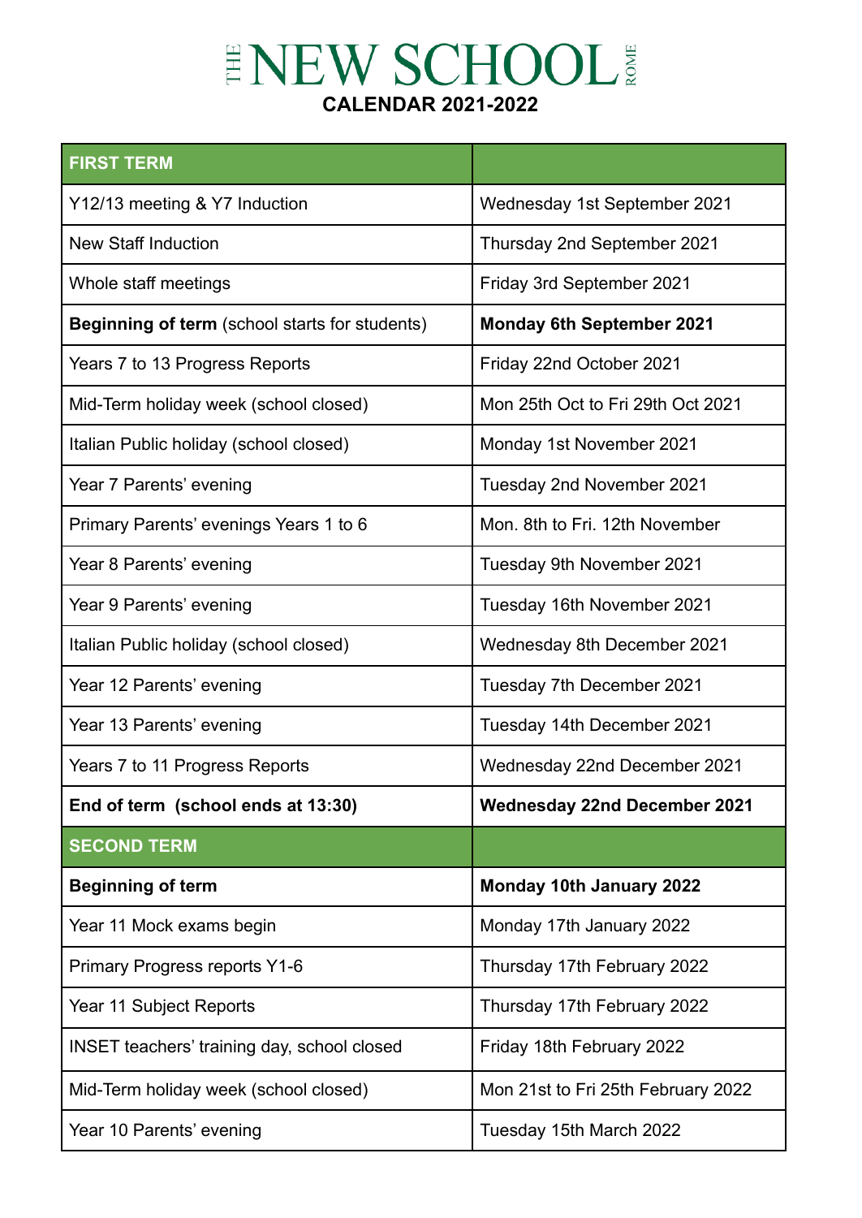# THE NEW SCHOOL ROME

## CALENDAR 2021-2022

| **FIRST TERM** | |
|---|---|
| Y12/13 meeting & Y7 Induction | Wednesday 1st September 2021 |
| New Staff Induction | Thursday 2nd September 2021 |
| Whole staff meetings | Friday 3rd September 2021 |
| **Beginning of term** (school starts for students) | **Monday 6th September 2021** |
| Years 7 to 13 Progress Reports | Friday 22nd October 2021 |
| Mid-Term holiday week (school closed) | Mon 25th Oct to Fri 29th Oct 2021 |
| Italian Public holiday (school closed) | Monday 1st November 2021 |
| Year 7 Parents' evening | Tuesday 2nd November 2021 |
| Primary Parents' evenings Years 1 to 6 | Mon. 8th to Fri. 12th November |
| Year 8 Parents' evening | Tuesday 9th November 2021 |
| Year 9 Parents' evening | Tuesday 16th November 2021 |
| Italian Public holiday (school closed) | Wednesday 8th December 2021 |
| Year 12 Parents' evening | Tuesday 7th December 2021 |
| Year 13 Parents' evening | Tuesday 14th December 2021 |
| Years 7 to 11 Progress Reports | Wednesday 22nd December 2021 |
| **End of term (school ends at 13:30)** | **Wednesday 22nd December 2021** |
| **SECOND TERM** | |
| **Beginning of term** | **Monday 10th January 2022** |
| Year 11 Mock exams begin | Monday 17th January 2022 |
| Primary Progress reports Y1-6 | Thursday 17th February 2022 |
| Year 11 Subject Reports | Thursday 17th February 2022 |
| INSET teachers' training day, school closed | Friday 18th February 2022 |
| Mid-Term holiday week (school closed) | Mon 21st to Fri 25th February 2022 |
| Year 10 Parents' evening | Tuesday 15th March 2022 |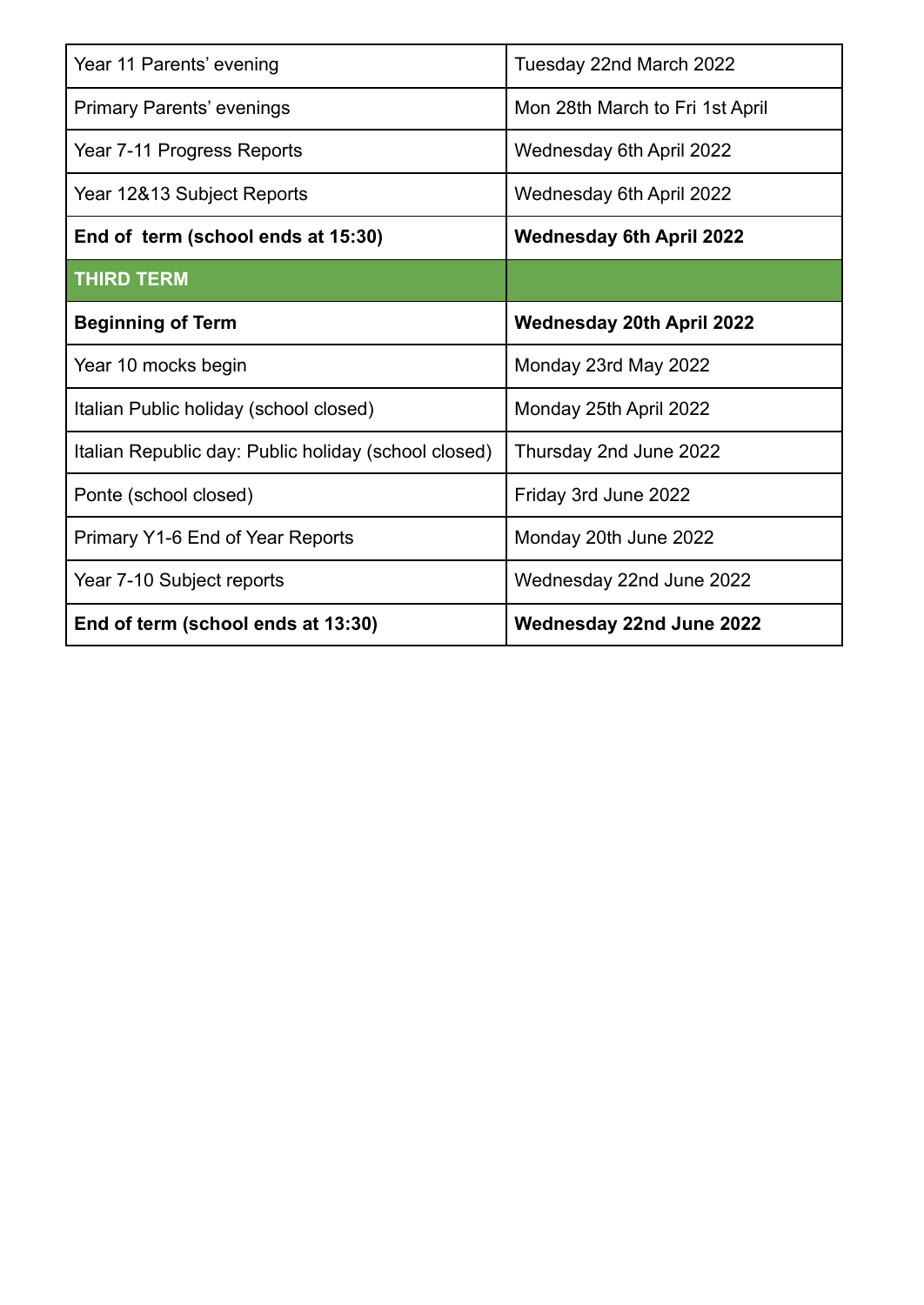| | |
|---|---|
| Year 11 Parents' evening | Tuesday 22nd March 2022 |
| Primary Parents' evenings | Mon 28th March to Fri 1st April |
| Year 7-11 Progress Reports | Wednesday 6th April 2022 |
| Year 12&13 Subject Reports | Wednesday 6th April 2022 |
| **End of term (school ends at 15:30)** | **Wednesday 6th April 2022** |
| **THIRD TERM** | |
| **Beginning of Term** | **Wednesday 20th April 2022** |
| Year 10 mocks begin | Monday 23rd May 2022 |
| Italian Public holiday (school closed) | Monday 25th April 2022 |
| Italian Republic day: Public holiday (school closed) | Thursday 2nd June 2022 |
| Ponte (school closed) | Friday 3rd June 2022 |
| Primary Y1-6 End of Year Reports | Monday 20th June 2022 |
| Year 7-10 Subject reports | Wednesday 22nd June 2022 |
| **End of term (school ends at 13:30)** | **Wednesday 22nd June 2022** |